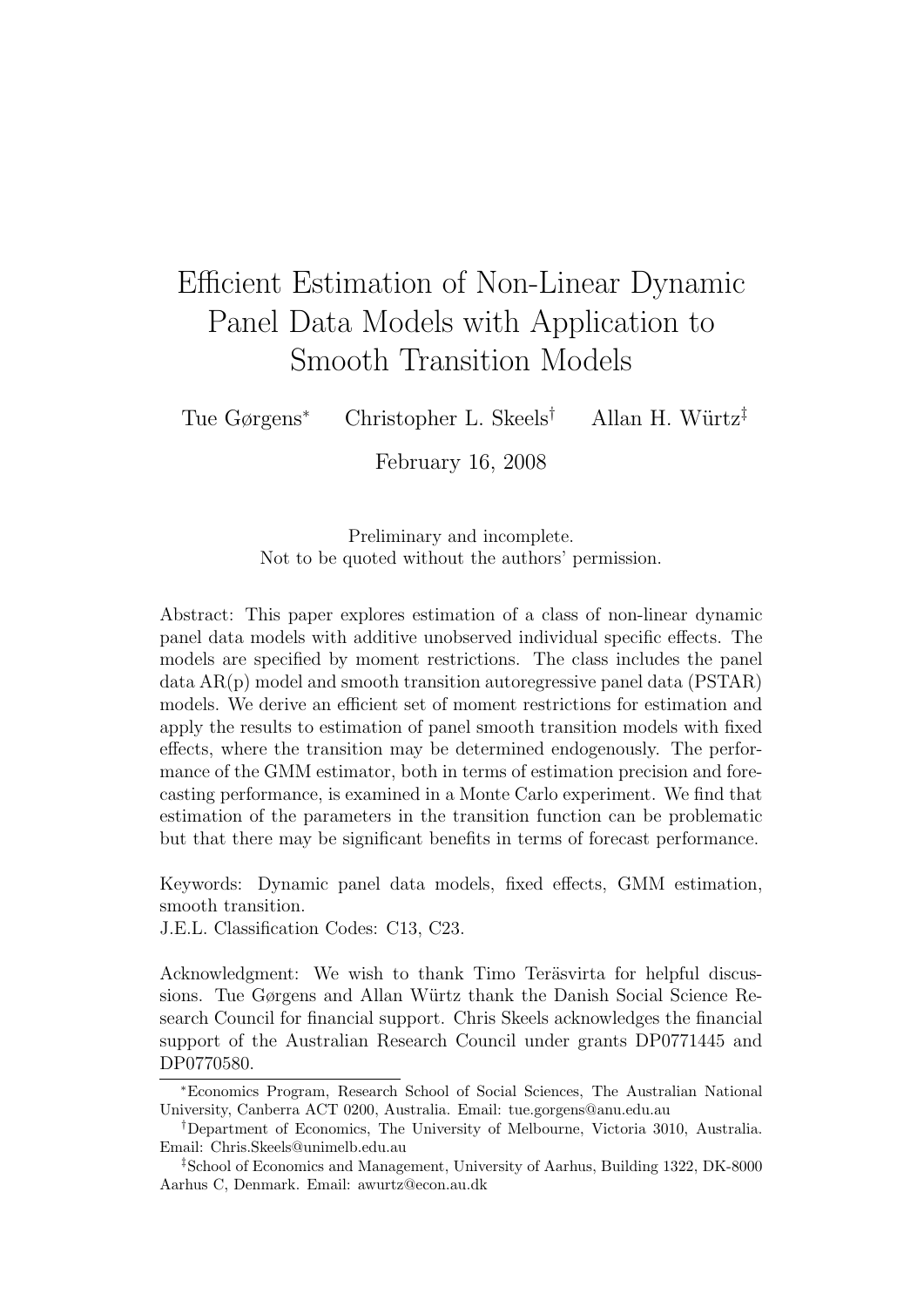# Efficient Estimation of Non-Linear Dynamic Panel Data Models with Application to Smooth Transition Models

Tue Gørgens[*] Christopher L. Skeels[†] Allan H. Würtz[‡]

February 16, 2008

Preliminary and incomplete.
Not to be quoted without the authors' permission.

Abstract: This paper explores estimation of a class of non-linear dynamic panel data models with additive unobserved individual specific effects. The models are specified by moment restrictions. The class includes the panel data AR(p) model and smooth transition autoregressive panel data (PSTAR) models. We derive an efficient set of moment restrictions for estimation and apply the results to estimation of panel smooth transition models with fixed effects, where the transition may be determined endogenously. The performance of the GMM estimator, both in terms of estimation precision and forecasting performance, is examined in a Monte Carlo experiment. We find that estimation of the parameters in the transition function can be problematic but that there may be significant benefits in terms of forecast performance.

Keywords: Dynamic panel data models, fixed effects, GMM estimation, smooth transition.
J.E.L. Classification Codes: C13, C23.

Acknowledgment: We wish to thank Timo Teräsvirta for helpful discussions. Tue Gørgens and Allan Würtz thank the Danish Social Science Research Council for financial support. Chris Skeels acknowledges the financial support of the Australian Research Council under grants DP0771445 and DP0770580.

---

[*] Economics Program, Research School of Social Sciences, The Australian National University, Canberra ACT 0200, Australia. Email: tue.gorgens@anu.edu.au

[†] Department of Economics, The University of Melbourne, Victoria 3010, Australia. Email: Chris.Skeels@unimelb.edu.au

[‡] School of Economics and Management, University of Aarhus, Building 1322, DK-8000 Aarhus C, Denmark. Email: awurtz@econ.au.dk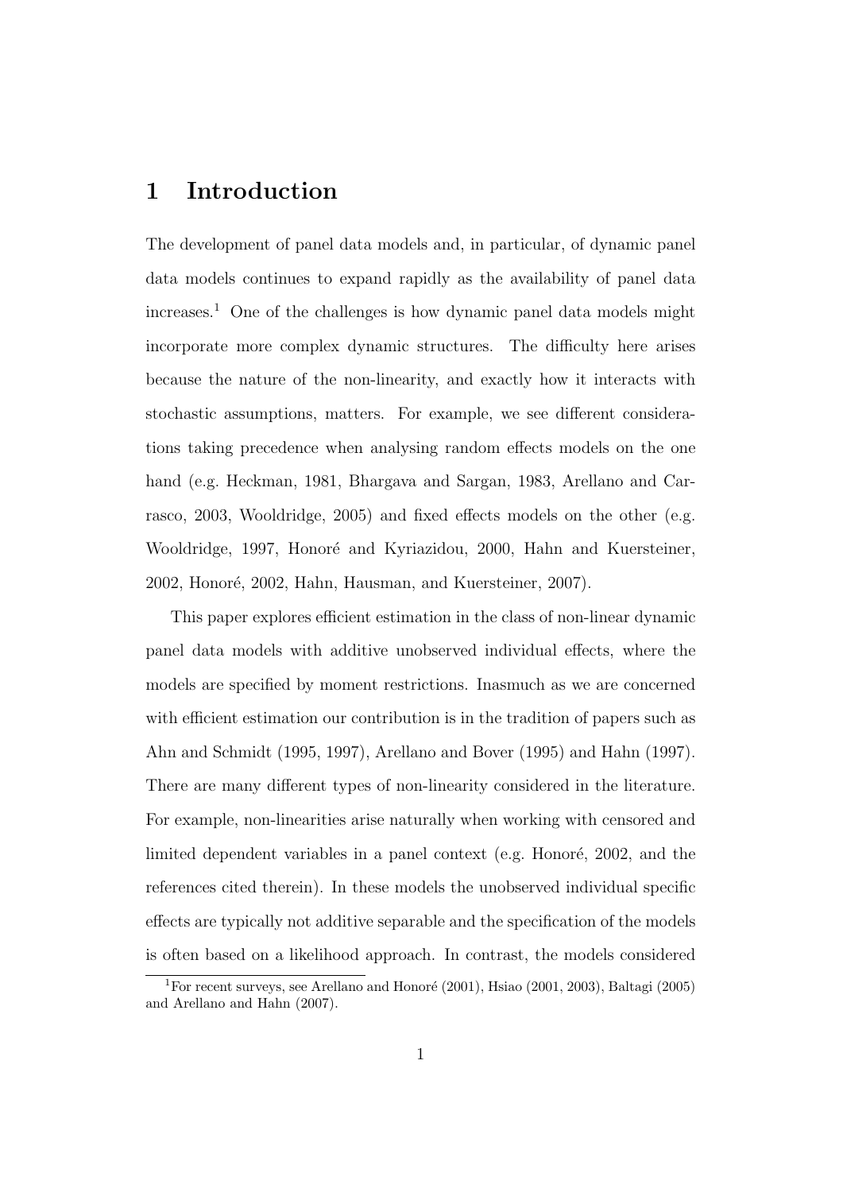# 1 Introduction

The development of panel data models and, in particular, of dynamic panel data models continues to expand rapidly as the availability of panel data increases.[1] One of the challenges is how dynamic panel data models might incorporate more complex dynamic structures. The difficulty here arises because the nature of the non-linearity, and exactly how it interacts with stochastic assumptions, matters. For example, we see different considerations taking precedence when analysing random effects models on the one hand (e.g. Heckman, 1981, Bhargava and Sargan, 1983, Arellano and Carrasco, 2003, Wooldridge, 2005) and fixed effects models on the other (e.g. Wooldridge, 1997, Honoré and Kyriazidou, 2000, Hahn and Kuersteiner, 2002, Honoré, 2002, Hahn, Hausman, and Kuersteiner, 2007).

This paper explores efficient estimation in the class of non-linear dynamic panel data models with additive unobserved individual effects, where the models are specified by moment restrictions. Inasmuch as we are concerned with efficient estimation our contribution is in the tradition of papers such as Ahn and Schmidt (1995, 1997), Arellano and Bover (1995) and Hahn (1997). There are many different types of non-linearity considered in the literature. For example, non-linearities arise naturally when working with censored and limited dependent variables in a panel context (e.g. Honoré, 2002, and the references cited therein). In these models the unobserved individual specific effects are typically not additive separable and the specification of the models is often based on a likelihood approach. In contrast, the models considered

[1] For recent surveys, see Arellano and Honoré (2001), Hsiao (2001, 2003), Baltagi (2005) and Arellano and Hahn (2007).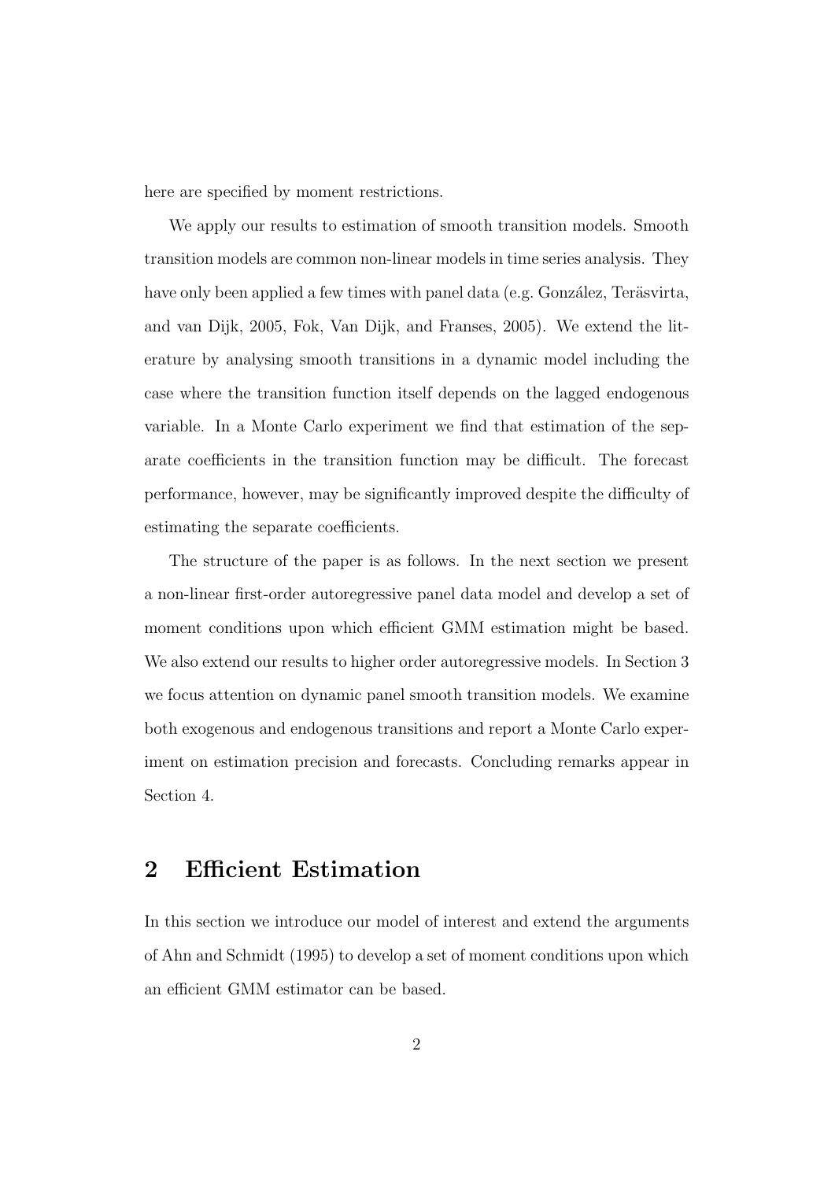here are specified by moment restrictions.

We apply our results to estimation of smooth transition models. Smooth transition models are common non-linear models in time series analysis. They have only been applied a few times with panel data (e.g. González, Teräsvirta, and van Dijk, 2005, Fok, Van Dijk, and Franses, 2005). We extend the literature by analysing smooth transitions in a dynamic model including the case where the transition function itself depends on the lagged endogenous variable. In a Monte Carlo experiment we find that estimation of the separate coefficients in the transition function may be difficult. The forecast performance, however, may be significantly improved despite the difficulty of estimating the separate coefficients.

The structure of the paper is as follows. In the next section we present a non-linear first-order autoregressive panel data model and develop a set of moment conditions upon which efficient GMM estimation might be based. We also extend our results to higher order autoregressive models. In Section 3 we focus attention on dynamic panel smooth transition models. We examine both exogenous and endogenous transitions and report a Monte Carlo experiment on estimation precision and forecasts. Concluding remarks appear in Section 4.

## 2 Efficient Estimation

In this section we introduce our model of interest and extend the arguments of Ahn and Schmidt (1995) to develop a set of moment conditions upon which an efficient GMM estimator can be based.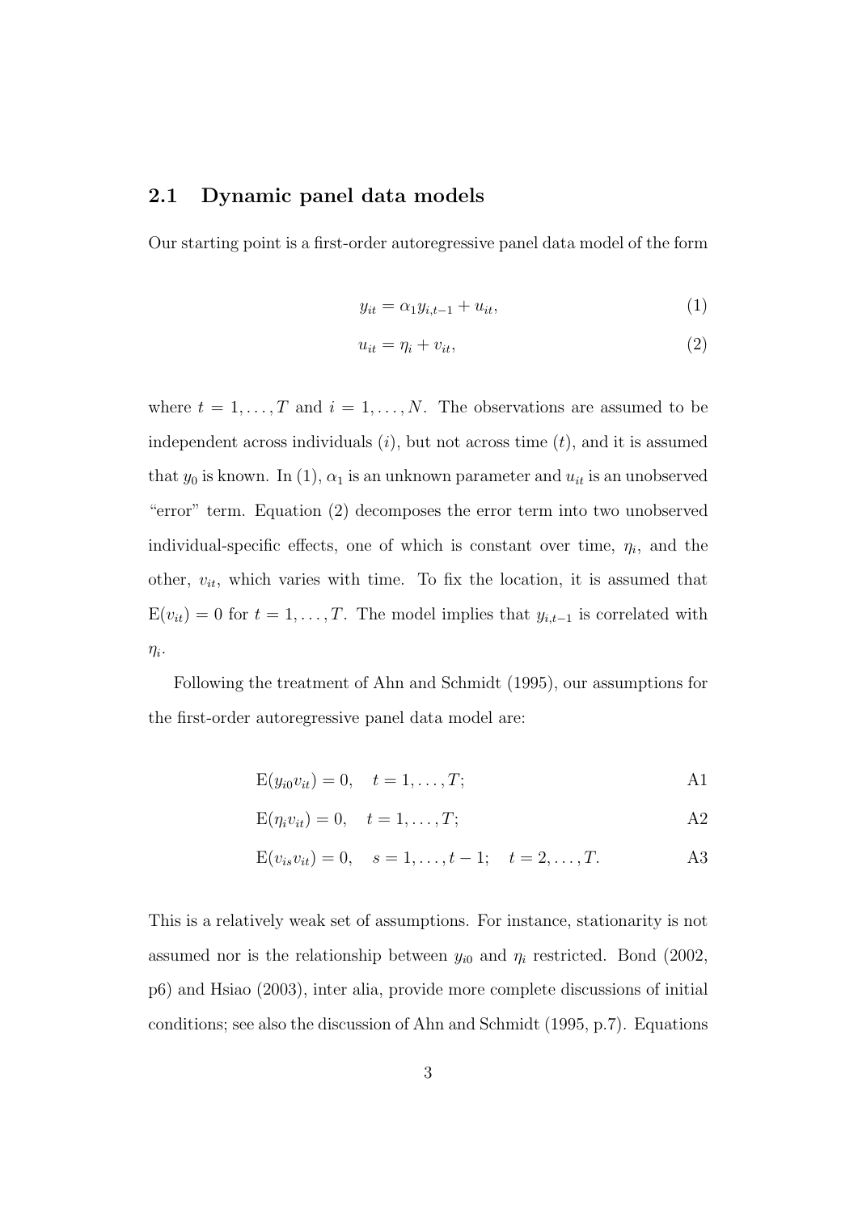## 2.1 Dynamic panel data models

Our starting point is a first-order autoregressive panel data model of the form

$$y_{it} = \alpha_1 y_{i,t-1} + u_{it}, \tag{1}$$

$$u_{it} = \eta_i + v_{it}, \tag{2}$$

where $t = 1, \ldots, T$ and $i = 1, \ldots, N$. The observations are assumed to be independent across individuals ($i$), but not across time ($t$), and it is assumed that $y_0$ is known. In (1), $\alpha_1$ is an unknown parameter and $u_{it}$ is an unobserved "error" term. Equation (2) decomposes the error term into two unobserved individual-specific effects, one of which is constant over time, $\eta_i$, and the other, $v_{it}$, which varies with time. To fix the location, it is assumed that $\mathrm{E}(v_{it}) = 0$ for $t = 1, \ldots, T$. The model implies that $y_{i,t-1}$ is correlated with $\eta_i$.

Following the treatment of Ahn and Schmidt (1995), our assumptions for the first-order autoregressive panel data model are:

$$\mathrm{E}(y_{i0} v_{it}) = 0, \quad t = 1, \ldots, T; \tag{A1}$$

$$\mathrm{E}(\eta_i v_{it}) = 0, \quad t = 1, \ldots, T; \tag{A2}$$

$$\mathrm{E}(v_{is} v_{it}) = 0, \quad s = 1, \ldots, t-1; \quad t = 2, \ldots, T. \tag{A3}$$

This is a relatively weak set of assumptions. For instance, stationarity is not assumed nor is the relationship between $y_{i0}$ and $\eta_i$ restricted. Bond (2002, p6) and Hsiao (2003), inter alia, provide more complete discussions of initial conditions; see also the discussion of Ahn and Schmidt (1995, p.7). Equations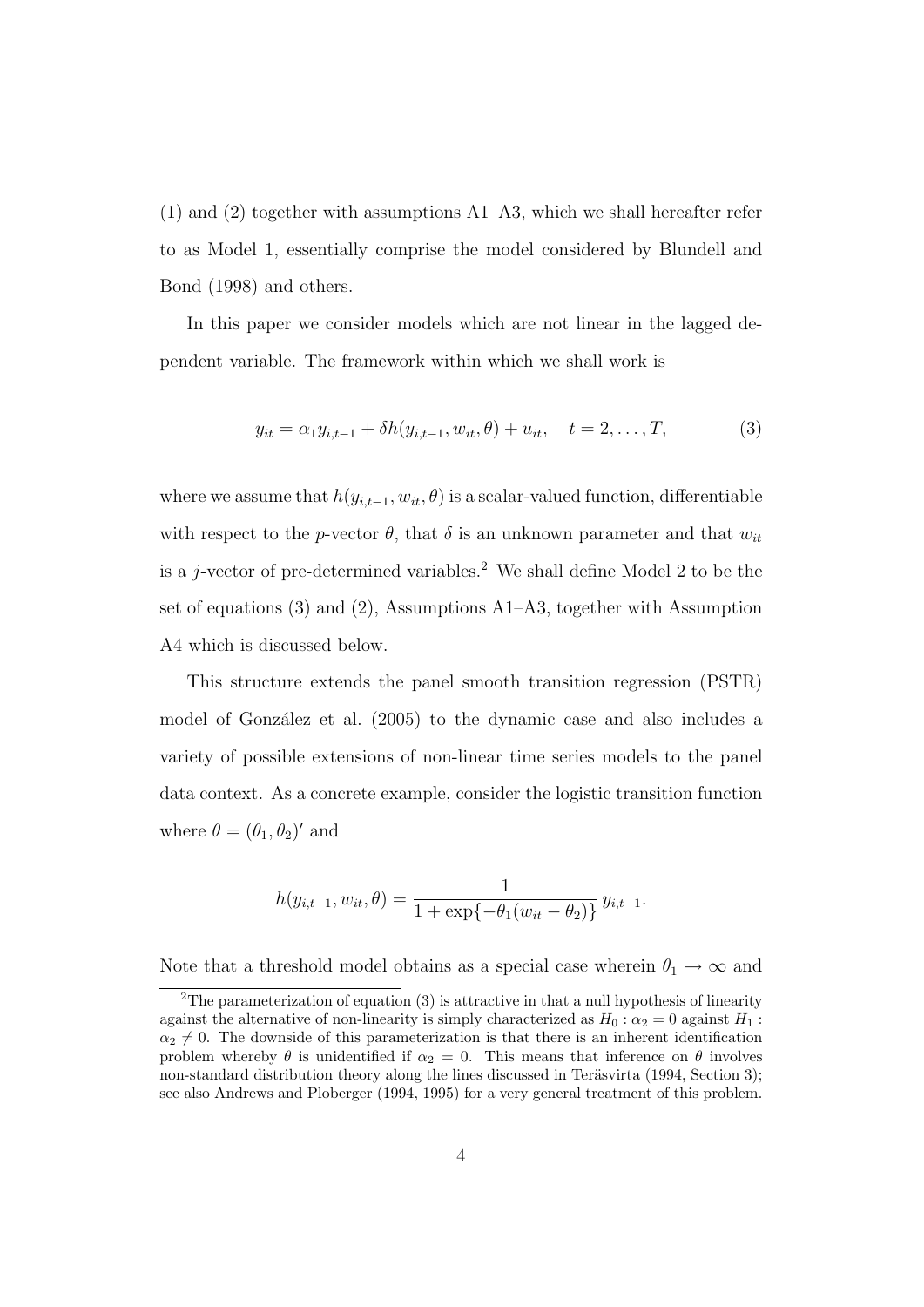(1) and (2) together with assumptions A1–A3, which we shall hereafter refer to as Model 1, essentially comprise the model considered by Blundell and Bond (1998) and others.

In this paper we consider models which are not linear in the lagged dependent variable. The framework within which we shall work is

$$y_{it} = \alpha_1 y_{i,t-1} + \delta h(y_{i,t-1}, w_{it}, \theta) + u_{it}, \quad t = 2, \ldots, T, \tag{3}$$

where we assume that $h(y_{i,t-1}, w_{it}, \theta)$ is a scalar-valued function, differentiable with respect to the $p$-vector $\theta$, that $\delta$ is an unknown parameter and that $w_{it}$ is a $j$-vector of pre-determined variables.[2] We shall define Model 2 to be the set of equations (3) and (2), Assumptions A1–A3, together with Assumption A4 which is discussed below.

This structure extends the panel smooth transition regression (PSTR) model of González et al. (2005) to the dynamic case and also includes a variety of possible extensions of non-linear time series models to the panel data context. As a concrete example, consider the logistic transition function where $\theta = (\theta_1, \theta_2)'$ and

$$h(y_{i,t-1}, w_{it}, \theta) = \frac{1}{1 + \exp\{-\theta_1(w_{it} - \theta_2)\}} \, y_{i,t-1}.$$

Note that a threshold model obtains as a special case wherein $\theta_1 \to \infty$ and

[2] The parameterization of equation (3) is attractive in that a null hypothesis of linearity against the alternative of non-linearity is simply characterized as $H_0 : \alpha_2 = 0$ against $H_1 : \alpha_2 \neq 0$. The downside of this parameterization is that there is an inherent identification problem whereby $\theta$ is unidentified if $\alpha_2 = 0$. This means that inference on $\theta$ involves non-standard distribution theory along the lines discussed in Teräsvirta (1994, Section 3); see also Andrews and Ploberger (1994, 1995) for a very general treatment of this problem.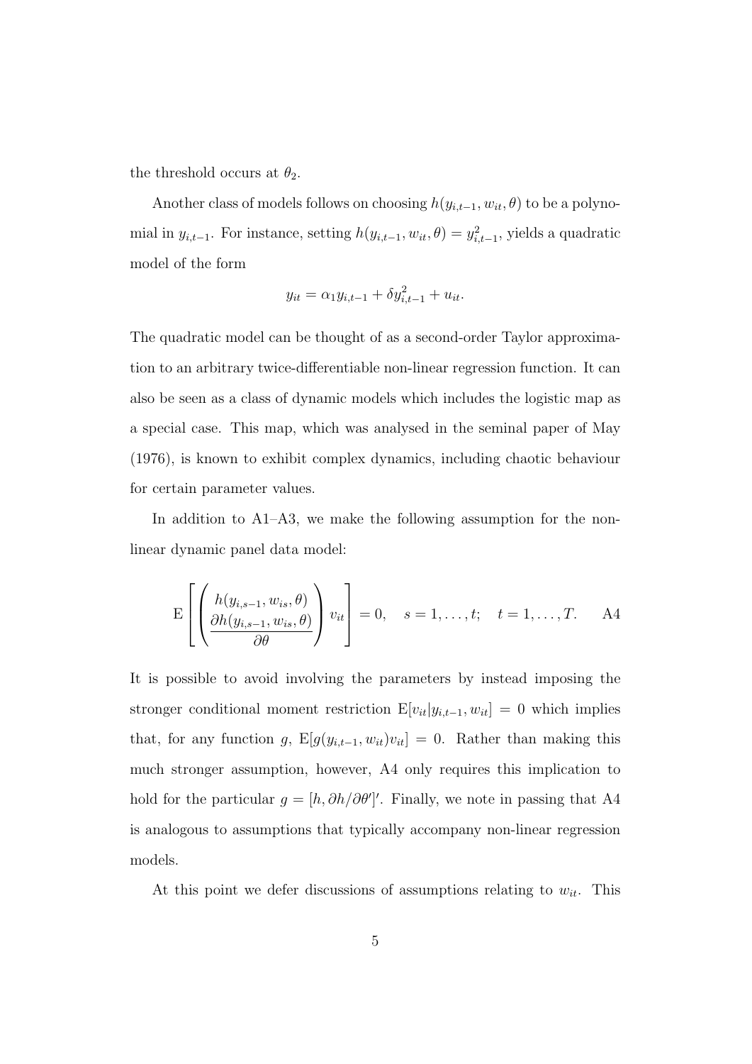the threshold occurs at $\theta_2$.

Another class of models follows on choosing $h(y_{i,t-1}, w_{it}, \theta)$ to be a polynomial in $y_{i,t-1}$. For instance, setting $h(y_{i,t-1}, w_{it}, \theta) = y_{i,t-1}^2$, yields a quadratic model of the form

$$y_{it} = \alpha_1 y_{i,t-1} + \delta y_{i,t-1}^2 + u_{it}.$$

The quadratic model can be thought of as a second-order Taylor approximation to an arbitrary twice-differentiable non-linear regression function. It can also be seen as a class of dynamic models which includes the logistic map as a special case. This map, which was analysed in the seminal paper of May (1976), is known to exhibit complex dynamics, including chaotic behaviour for certain parameter values.

In addition to A1–A3, we make the following assumption for the non-linear dynamic panel data model:

$$\mathrm{E}\left[\begin{pmatrix} h(y_{i,s-1}, w_{is}, \theta) \\ \dfrac{\partial h(y_{i,s-1}, w_{is}, \theta)}{\partial \theta} \end{pmatrix} v_{it}\right] = 0, \quad s = 1, \ldots, t; \quad t = 1, \ldots, T. \qquad \text{A4}$$

It is possible to avoid involving the parameters by instead imposing the stronger conditional moment restriction $\mathrm{E}[v_{it}|y_{i,t-1}, w_{it}] = 0$ which implies that, for any function $g$, $\mathrm{E}[g(y_{i,t-1}, w_{it})v_{it}] = 0$. Rather than making this much stronger assumption, however, A4 only requires this implication to hold for the particular $g = [h, \partial h/\partial \theta']'$. Finally, we note in passing that A4 is analogous to assumptions that typically accompany non-linear regression models.

At this point we defer discussions of assumptions relating to $w_{it}$. This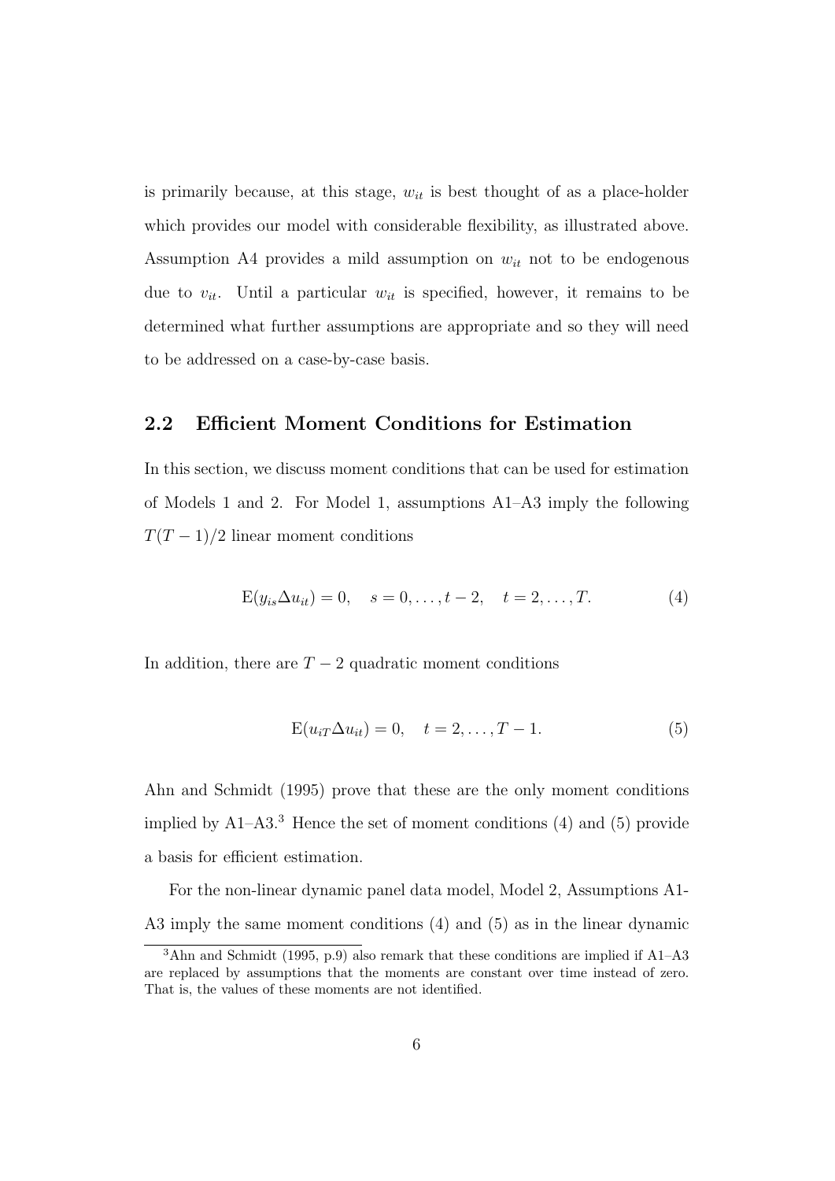is primarily because, at this stage, $w_{it}$ is best thought of as a place-holder which provides our model with considerable flexibility, as illustrated above. Assumption A4 provides a mild assumption on $w_{it}$ not to be endogenous due to $v_{it}$. Until a particular $w_{it}$ is specified, however, it remains to be determined what further assumptions are appropriate and so they will need to be addressed on a case-by-case basis.

## 2.2 Efficient Moment Conditions for Estimation

In this section, we discuss moment conditions that can be used for estimation of Models 1 and 2. For Model 1, assumptions A1–A3 imply the following $T(T-1)/2$ linear moment conditions

$$\mathrm{E}(y_{is}\Delta u_{it}) = 0, \quad s = 0, \dots, t-2, \quad t = 2, \dots, T. \tag{4}$$

In addition, there are $T-2$ quadratic moment conditions

$$\mathrm{E}(u_{iT}\Delta u_{it}) = 0, \quad t = 2, \dots, T-1. \tag{5}$$

Ahn and Schmidt (1995) prove that these are the only moment conditions implied by A1–A3.[3] Hence the set of moment conditions (4) and (5) provide a basis for efficient estimation.

For the non-linear dynamic panel data model, Model 2, Assumptions A1-A3 imply the same moment conditions (4) and (5) as in the linear dynamic

[3] Ahn and Schmidt (1995, p.9) also remark that these conditions are implied if A1–A3 are replaced by assumptions that the moments are constant over time instead of zero. That is, the values of these moments are not identified.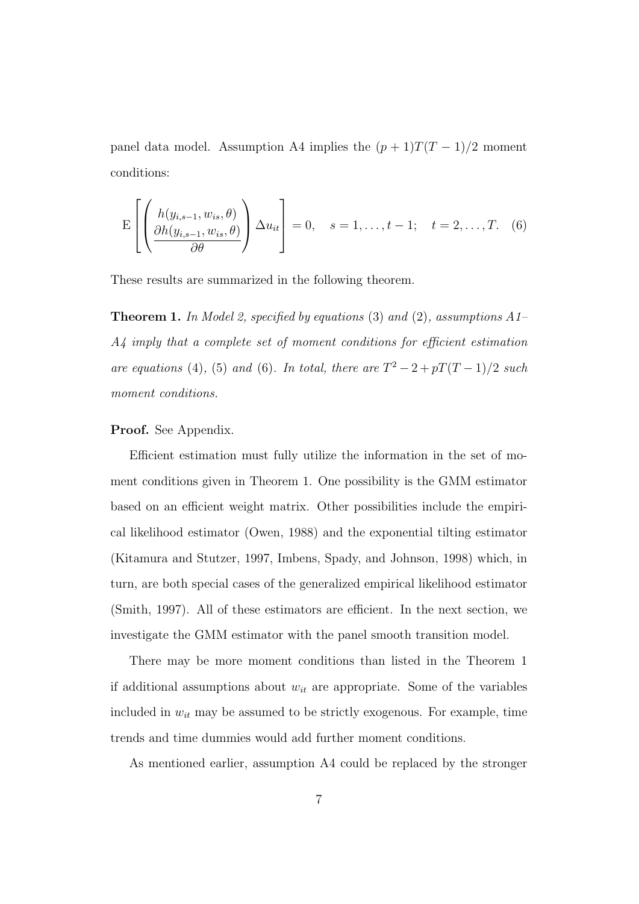panel data model. Assumption A4 implies the $(p+1)T(T-1)/2$ moment conditions:

$$\mathrm{E}\left[\begin{pmatrix} h(y_{i,s-1}, w_{is}, \theta) \\ \dfrac{\partial h(y_{i,s-1}, w_{is}, \theta)}{\partial \theta} \end{pmatrix} \Delta u_{it}\right] = 0, \quad s = 1, \ldots, t-1; \quad t = 2, \ldots, T. \quad (6)$$

These results are summarized in the following theorem.

**Theorem 1.** *In Model 2, specified by equations* (3) *and* (2)*, assumptions A1–A4 imply that a complete set of moment conditions for efficient estimation are equations* (4)*,* (5) *and* (6)*. In total, there are* $T^2 - 2 + pT(T-1)/2$ *such moment conditions.*

**Proof.** See Appendix.

Efficient estimation must fully utilize the information in the set of moment conditions given in Theorem 1. One possibility is the GMM estimator based on an efficient weight matrix. Other possibilities include the empirical likelihood estimator (Owen, 1988) and the exponential tilting estimator (Kitamura and Stutzer, 1997, Imbens, Spady, and Johnson, 1998) which, in turn, are both special cases of the generalized empirical likelihood estimator (Smith, 1997). All of these estimators are efficient. In the next section, we investigate the GMM estimator with the panel smooth transition model.

There may be more moment conditions than listed in the Theorem 1 if additional assumptions about $w_{it}$ are appropriate. Some of the variables included in $w_{it}$ may be assumed to be strictly exogenous. For example, time trends and time dummies would add further moment conditions.

As mentioned earlier, assumption A4 could be replaced by the stronger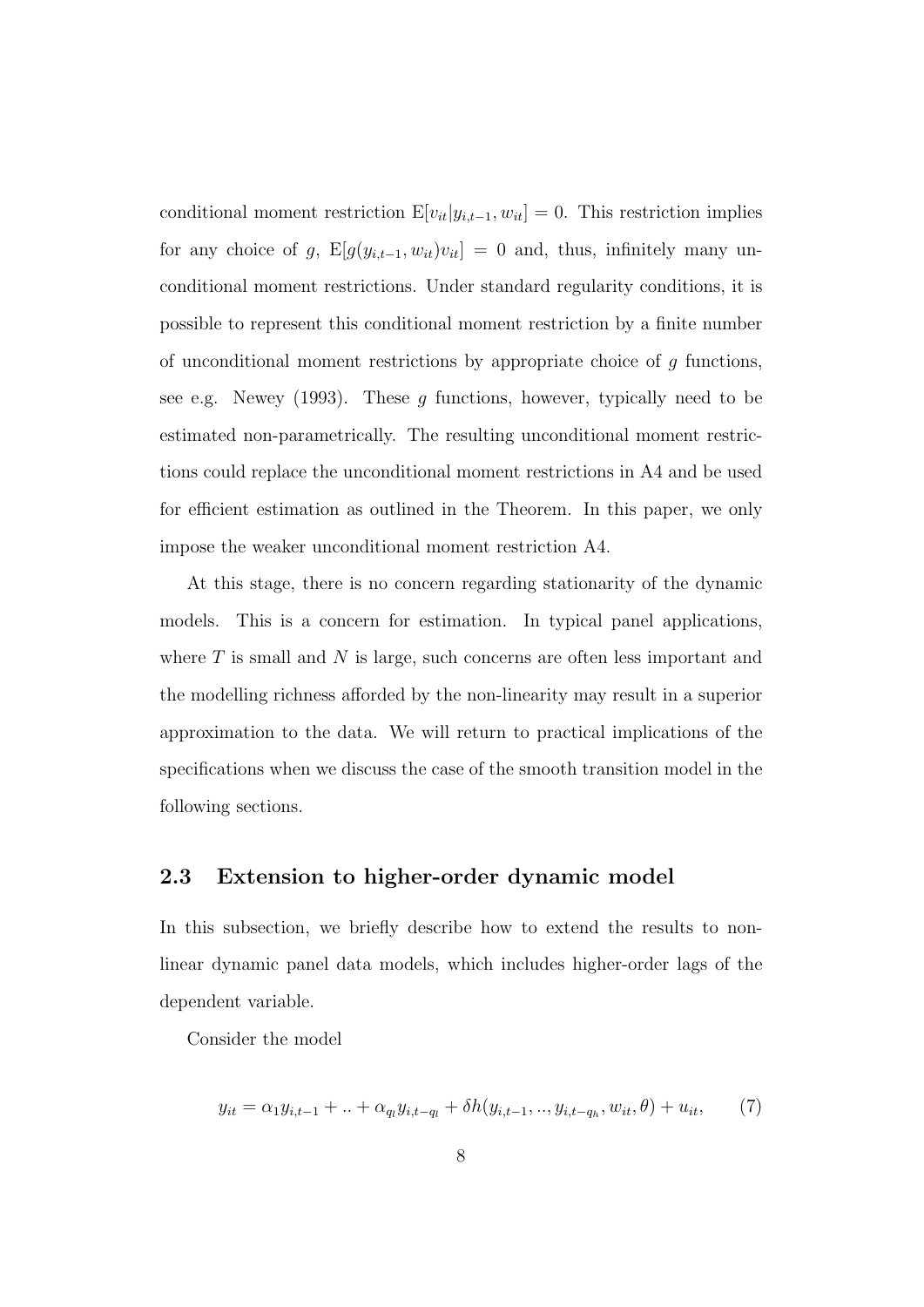conditional moment restriction $\mathrm{E}[v_{it}|y_{i,t-1}, w_{it}] = 0$. This restriction implies for any choice of $g$, $\mathrm{E}[g(y_{i,t-1}, w_{it})v_{it}] = 0$ and, thus, infinitely many unconditional moment restrictions. Under standard regularity conditions, it is possible to represent this conditional moment restriction by a finite number of unconditional moment restrictions by appropriate choice of $g$ functions, see e.g. Newey (1993). These $g$ functions, however, typically need to be estimated non-parametrically. The resulting unconditional moment restrictions could replace the unconditional moment restrictions in A4 and be used for efficient estimation as outlined in the Theorem. In this paper, we only impose the weaker unconditional moment restriction A4.

At this stage, there is no concern regarding stationarity of the dynamic models. This is a concern for estimation. In typical panel applications, where $T$ is small and $N$ is large, such concerns are often less important and the modelling richness afforded by the non-linearity may result in a superior approximation to the data. We will return to practical implications of the specifications when we discuss the case of the smooth transition model in the following sections.

## 2.3 Extension to higher-order dynamic model

In this subsection, we briefly describe how to extend the results to non-linear dynamic panel data models, which includes higher-order lags of the dependent variable.

Consider the model

$$y_{it} = \alpha_1 y_{i,t-1} + .. + \alpha_{q_l} y_{i,t-q_l} + \delta h(y_{i,t-1}, .., y_{i,t-q_h}, w_{it}, \theta) + u_{it}, \qquad (7)$$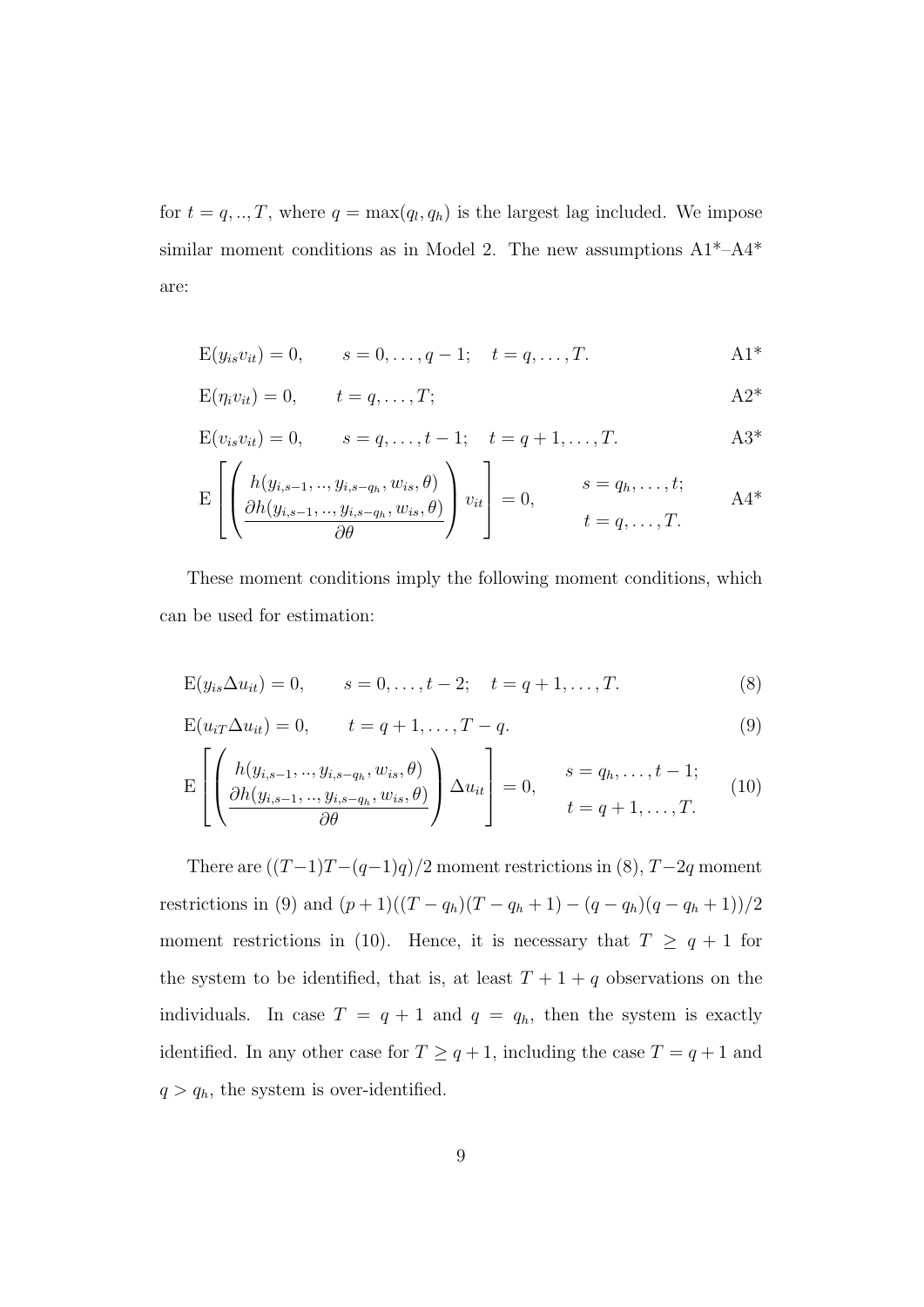for $t = q, .., T$, where $q = \max(q_l, q_h)$ is the largest lag included. We impose similar moment conditions as in Model 2. The new assumptions A1*–A4* are:

$$\mathrm{E}(y_{is}v_{it}) = 0, \qquad s = 0, \ldots, q-1; \quad t = q, \ldots, T. \tag{A1*}$$

$$\mathrm{E}(\eta_i v_{it}) = 0, \qquad t = q, \ldots, T; \tag{A2*}$$

$$\mathrm{E}(v_{is}v_{it}) = 0, \qquad s = q, \ldots, t-1; \quad t = q+1, \ldots, T. \tag{A3*}$$

$$\mathrm{E}\left[\begin{pmatrix} h(y_{i,s-1}, .., y_{i,s-q_h}, w_{is}, \theta) \\ \dfrac{\partial h(y_{i,s-1}, .., y_{i,s-q_h}, w_{is}, \theta)}{\partial \theta} \end{pmatrix} v_{it}\right] = 0, \qquad \begin{array}{l} s = q_h, \ldots, t; \\ t = q, \ldots, T. \end{array} \tag{A4*}$$

These moment conditions imply the following moment conditions, which can be used for estimation:

$$\mathrm{E}(y_{is}\Delta u_{it}) = 0, \qquad s = 0, \ldots, t-2; \quad t = q+1, \ldots, T. \tag{8}$$

$$\mathrm{E}(u_{iT}\Delta u_{it}) = 0, \qquad t = q+1, \ldots, T-q. \tag{9}$$

$$\mathrm{E}\left[\begin{pmatrix} h(y_{i,s-1}, .., y_{i,s-q_h}, w_{is}, \theta) \\ \dfrac{\partial h(y_{i,s-1}, .., y_{i,s-q_h}, w_{is}, \theta)}{\partial \theta} \end{pmatrix} \Delta u_{it}\right] = 0, \qquad \begin{array}{l} s = q_h, \ldots, t-1; \\ t = q+1, \ldots, T. \end{array} \tag{10}$$

There are $((T-1)T-(q-1)q)/2$ moment restrictions in (8), $T-2q$ moment restrictions in (9) and $(p+1)((T-q_h)(T-q_h+1)-(q-q_h)(q-q_h+1))/2$ moment restrictions in (10). Hence, it is necessary that $T \geq q+1$ for the system to be identified, that is, at least $T+1+q$ observations on the individuals. In case $T = q+1$ and $q = q_h$, then the system is exactly identified. In any other case for $T \geq q+1$, including the case $T = q+1$ and $q > q_h$, the system is over-identified.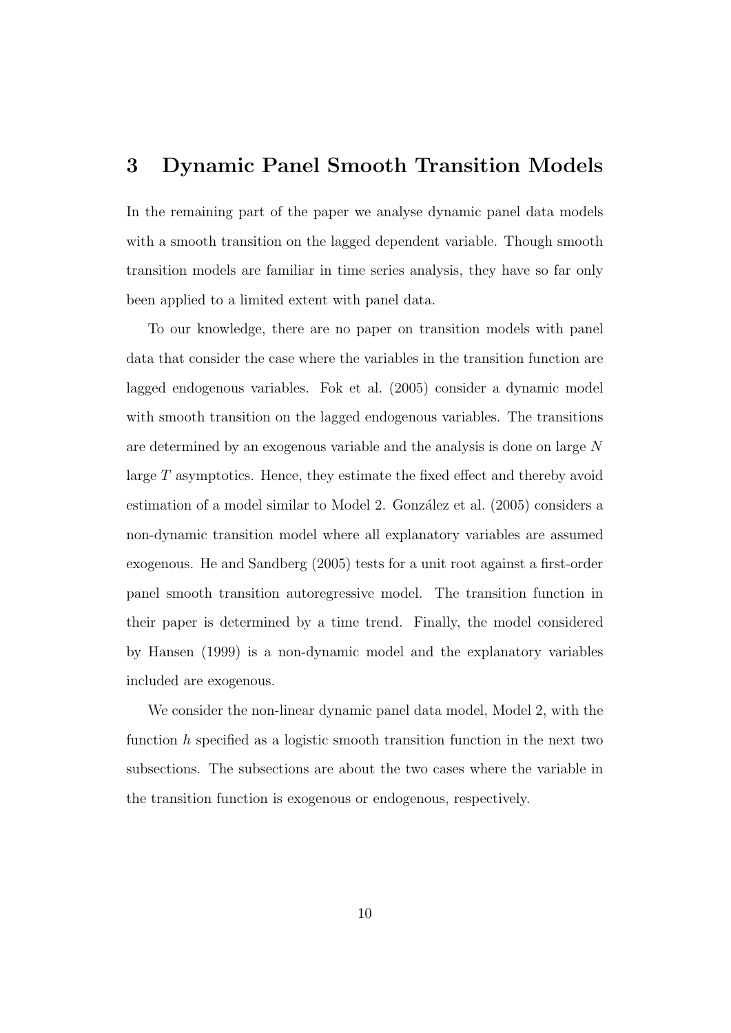# 3 Dynamic Panel Smooth Transition Models

In the remaining part of the paper we analyse dynamic panel data models with a smooth transition on the lagged dependent variable. Though smooth transition models are familiar in time series analysis, they have so far only been applied to a limited extent with panel data.

To our knowledge, there are no paper on transition models with panel data that consider the case where the variables in the transition function are lagged endogenous variables. Fok et al. (2005) consider a dynamic model with smooth transition on the lagged endogenous variables. The transitions are determined by an exogenous variable and the analysis is done on large $N$ large $T$ asymptotics. Hence, they estimate the fixed effect and thereby avoid estimation of a model similar to Model 2. González et al. (2005) considers a non-dynamic transition model where all explanatory variables are assumed exogenous. He and Sandberg (2005) tests for a unit root against a first-order panel smooth transition autoregressive model. The transition function in their paper is determined by a time trend. Finally, the model considered by Hansen (1999) is a non-dynamic model and the explanatory variables included are exogenous.

We consider the non-linear dynamic panel data model, Model 2, with the function $h$ specified as a logistic smooth transition function in the next two subsections. The subsections are about the two cases where the variable in the transition function is exogenous or endogenous, respectively.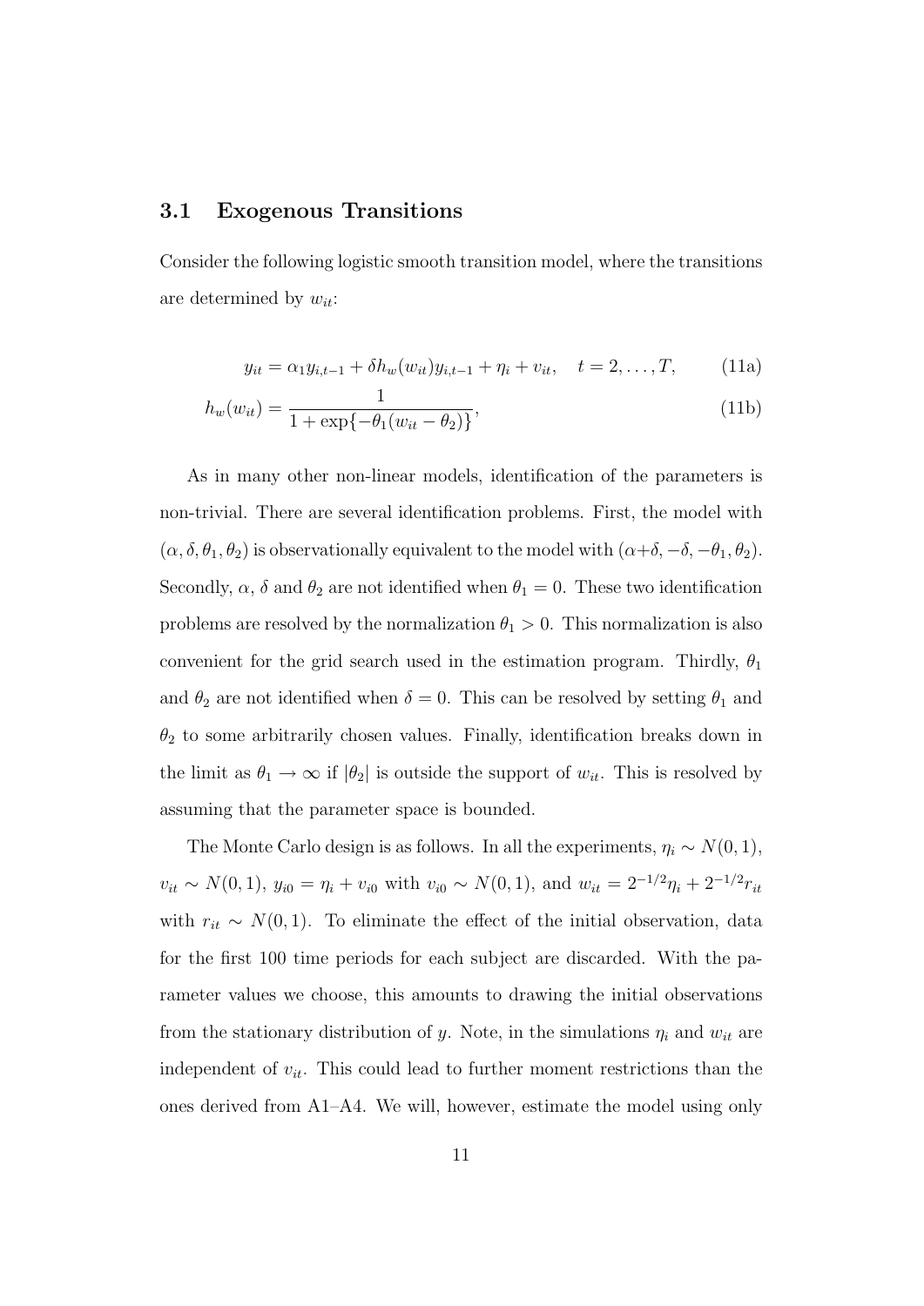### 3.1 Exogenous Transitions

Consider the following logistic smooth transition model, where the transitions are determined by $w_{it}$:

$$y_{it} = \alpha_1 y_{i,t-1} + \delta h_w(w_{it}) y_{i,t-1} + \eta_i + v_{it}, \quad t = 2, \ldots, T, \tag{11a}$$

$$h_w(w_{it}) = \frac{1}{1 + \exp\{-\theta_1(w_{it} - \theta_2)\}}, \tag{11b}$$

As in many other non-linear models, identification of the parameters is non-trivial. There are several identification problems. First, the model with $(\alpha, \delta, \theta_1, \theta_2)$ is observationally equivalent to the model with $(\alpha+\delta, -\delta, -\theta_1, \theta_2)$. Secondly, $\alpha$, $\delta$ and $\theta_2$ are not identified when $\theta_1 = 0$. These two identification problems are resolved by the normalization $\theta_1 > 0$. This normalization is also convenient for the grid search used in the estimation program. Thirdly, $\theta_1$ and $\theta_2$ are not identified when $\delta = 0$. This can be resolved by setting $\theta_1$ and $\theta_2$ to some arbitrarily chosen values. Finally, identification breaks down in the limit as $\theta_1 \to \infty$ if $|\theta_2|$ is outside the support of $w_{it}$. This is resolved by assuming that the parameter space is bounded.

The Monte Carlo design is as follows. In all the experiments, $\eta_i \sim N(0, 1)$, $v_{it} \sim N(0, 1)$, $y_{i0} = \eta_i + v_{i0}$ with $v_{i0} \sim N(0, 1)$, and $w_{it} = 2^{-1/2}\eta_i + 2^{-1/2}r_{it}$ with $r_{it} \sim N(0, 1)$. To eliminate the effect of the initial observation, data for the first 100 time periods for each subject are discarded. With the parameter values we choose, this amounts to drawing the initial observations from the stationary distribution of $y$. Note, in the simulations $\eta_i$ and $w_{it}$ are independent of $v_{it}$. This could lead to further moment restrictions than the ones derived from A1–A4. We will, however, estimate the model using only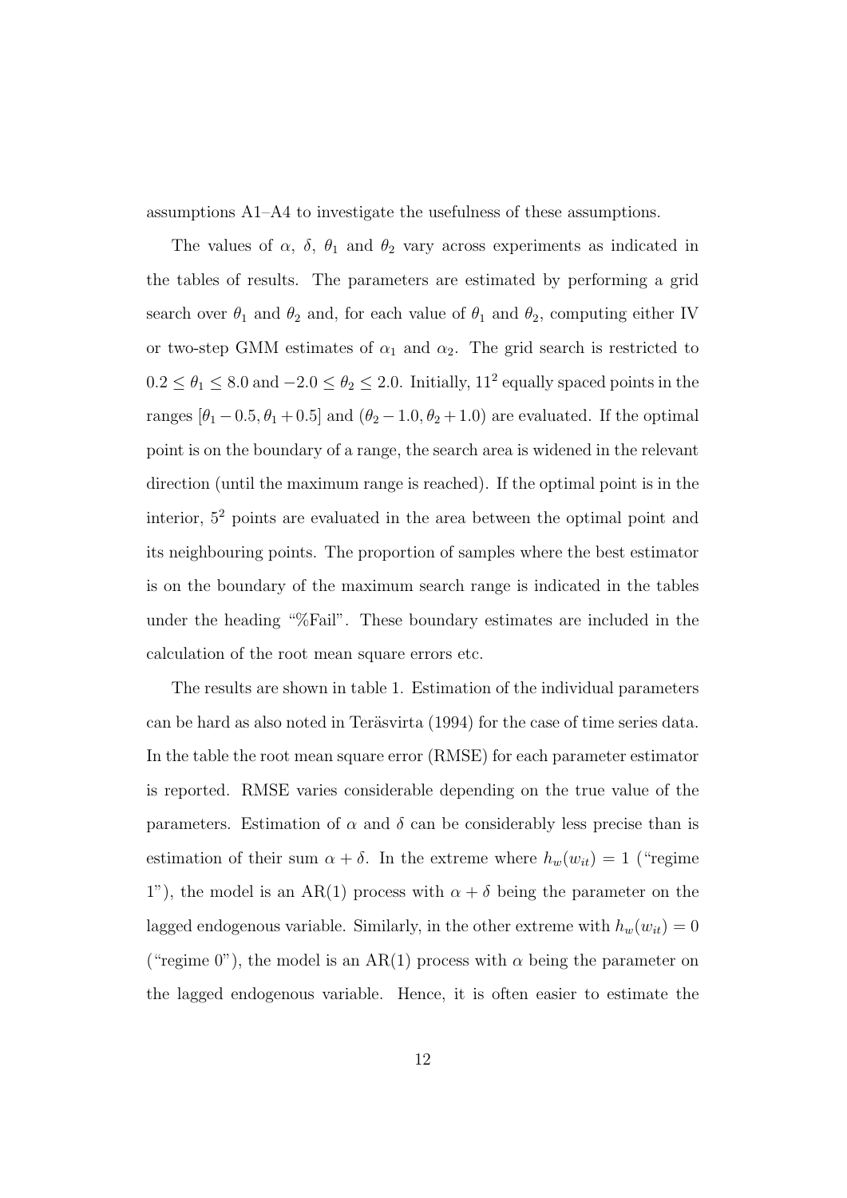assumptions A1–A4 to investigate the usefulness of these assumptions.

The values of $\alpha$, $\delta$, $\theta_1$ and $\theta_2$ vary across experiments as indicated in the tables of results. The parameters are estimated by performing a grid search over $\theta_1$ and $\theta_2$ and, for each value of $\theta_1$ and $\theta_2$, computing either IV or two-step GMM estimates of $\alpha_1$ and $\alpha_2$. The grid search is restricted to $0.2 \leq \theta_1 \leq 8.0$ and $-2.0 \leq \theta_2 \leq 2.0$. Initially, $11^2$ equally spaced points in the ranges $[\theta_1 - 0.5, \theta_1 + 0.5]$ and $(\theta_2 - 1.0, \theta_2 + 1.0)$ are evaluated. If the optimal point is on the boundary of a range, the search area is widened in the relevant direction (until the maximum range is reached). If the optimal point is in the interior, $5^2$ points are evaluated in the area between the optimal point and its neighbouring points. The proportion of samples where the best estimator is on the boundary of the maximum search range is indicated in the tables under the heading "%Fail". These boundary estimates are included in the calculation of the root mean square errors etc.

The results are shown in table 1. Estimation of the individual parameters can be hard as also noted in Teräsvirta (1994) for the case of time series data. In the table the root mean square error (RMSE) for each parameter estimator is reported. RMSE varies considerable depending on the true value of the parameters. Estimation of $\alpha$ and $\delta$ can be considerably less precise than is estimation of their sum $\alpha + \delta$. In the extreme where $h_w(w_{it}) = 1$ ("regime 1"), the model is an AR(1) process with $\alpha + \delta$ being the parameter on the lagged endogenous variable. Similarly, in the other extreme with $h_w(w_{it}) = 0$ ("regime 0"), the model is an AR(1) process with $\alpha$ being the parameter on the lagged endogenous variable. Hence, it is often easier to estimate the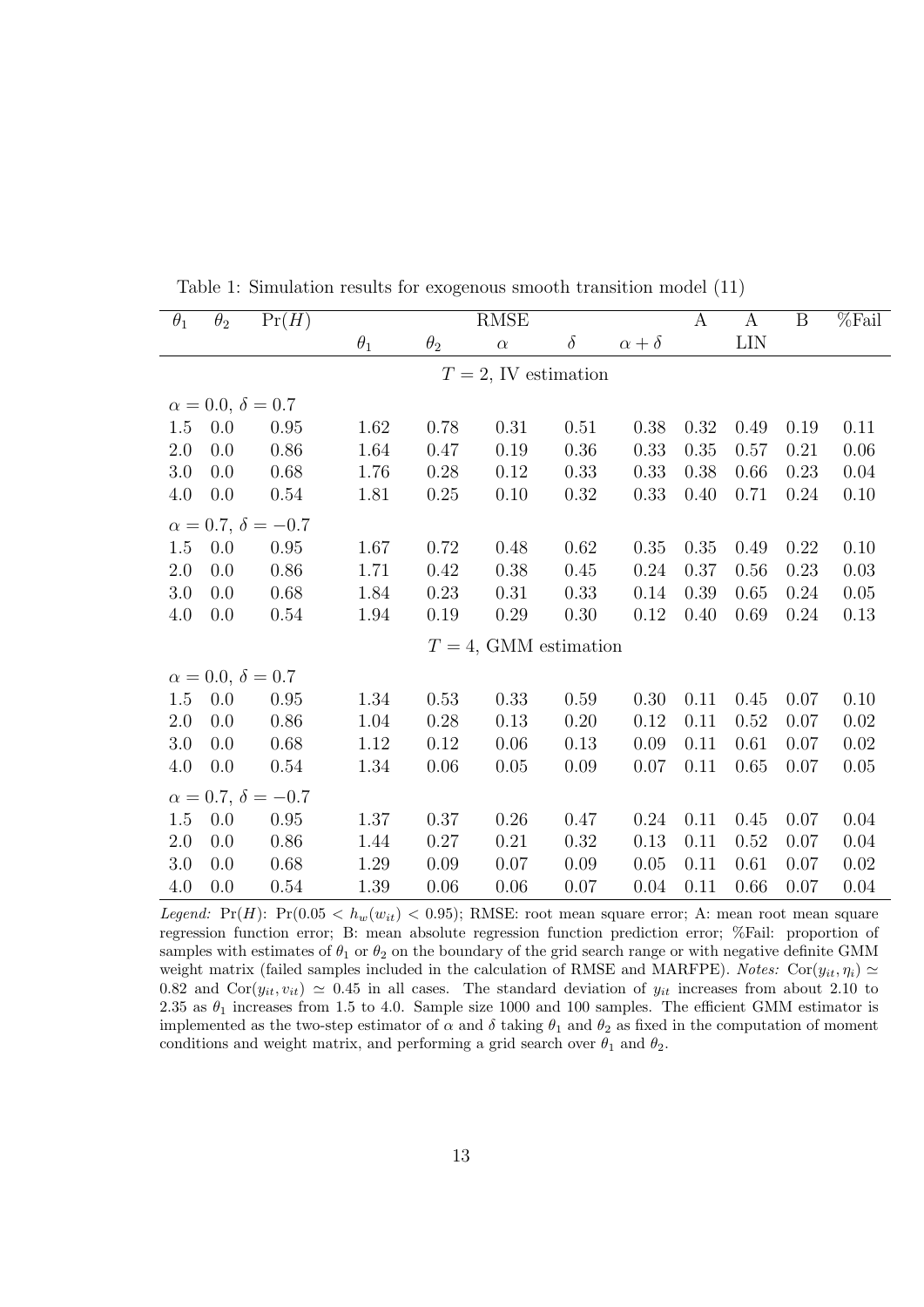Table 1: Simulation results for exogenous smooth transition model (11)

| $\theta_1$ | $\theta_2$ | Pr($H$) | RMSE | | | | | A | A | B | %Fail |
|---|---|---|---|---|---|---|---|---|---|---|---|
| | | | $\theta_1$ | $\theta_2$ | $\alpha$ | $\delta$ | $\alpha+\delta$ | | LIN | | |
| | | | | | $T=2$, IV estimation | | | | | | |
| $\alpha=0.0$, $\delta=0.7$ | | | | | | | | | | | |
| 1.5 | 0.0 | 0.95 | 1.62 | 0.78 | 0.31 | 0.51 | 0.38 | 0.32 | 0.49 | 0.19 | 0.11 |
| 2.0 | 0.0 | 0.86 | 1.64 | 0.47 | 0.19 | 0.36 | 0.33 | 0.35 | 0.57 | 0.21 | 0.06 |
| 3.0 | 0.0 | 0.68 | 1.76 | 0.28 | 0.12 | 0.33 | 0.33 | 0.38 | 0.66 | 0.23 | 0.04 |
| 4.0 | 0.0 | 0.54 | 1.81 | 0.25 | 0.10 | 0.32 | 0.33 | 0.40 | 0.71 | 0.24 | 0.10 |
| $\alpha=0.7$, $\delta=-0.7$ | | | | | | | | | | | |
| 1.5 | 0.0 | 0.95 | 1.67 | 0.72 | 0.48 | 0.62 | 0.35 | 0.35 | 0.49 | 0.22 | 0.10 |
| 2.0 | 0.0 | 0.86 | 1.71 | 0.42 | 0.38 | 0.45 | 0.24 | 0.37 | 0.56 | 0.23 | 0.03 |
| 3.0 | 0.0 | 0.68 | 1.84 | 0.23 | 0.31 | 0.33 | 0.14 | 0.39 | 0.65 | 0.24 | 0.05 |
| 4.0 | 0.0 | 0.54 | 1.94 | 0.19 | 0.29 | 0.30 | 0.12 | 0.40 | 0.69 | 0.24 | 0.13 |
| | | | | | $T=4$, GMM estimation | | | | | | |
| $\alpha=0.0$, $\delta=0.7$ | | | | | | | | | | | |
| 1.5 | 0.0 | 0.95 | 1.34 | 0.53 | 0.33 | 0.59 | 0.30 | 0.11 | 0.45 | 0.07 | 0.10 |
| 2.0 | 0.0 | 0.86 | 1.04 | 0.28 | 0.13 | 0.20 | 0.12 | 0.11 | 0.52 | 0.07 | 0.02 |
| 3.0 | 0.0 | 0.68 | 1.12 | 0.12 | 0.06 | 0.13 | 0.09 | 0.11 | 0.61 | 0.07 | 0.02 |
| 4.0 | 0.0 | 0.54 | 1.34 | 0.06 | 0.05 | 0.09 | 0.07 | 0.11 | 0.65 | 0.07 | 0.05 |
| $\alpha=0.7$, $\delta=-0.7$ | | | | | | | | | | | |
| 1.5 | 0.0 | 0.95 | 1.37 | 0.37 | 0.26 | 0.47 | 0.24 | 0.11 | 0.45 | 0.07 | 0.04 |
| 2.0 | 0.0 | 0.86 | 1.44 | 0.27 | 0.21 | 0.32 | 0.13 | 0.11 | 0.52 | 0.07 | 0.04 |
| 3.0 | 0.0 | 0.68 | 1.29 | 0.09 | 0.07 | 0.09 | 0.05 | 0.11 | 0.61 | 0.07 | 0.02 |
| 4.0 | 0.0 | 0.54 | 1.39 | 0.06 | 0.06 | 0.07 | 0.04 | 0.11 | 0.66 | 0.07 | 0.04 |

*Legend:* Pr($H$): Pr($0.05 < h_w(w_{it}) < 0.95$); RMSE: root mean square error; A: mean root mean square regression function error; B: mean absolute regression function prediction error; %Fail: proportion of samples with estimates of $\theta_1$ or $\theta_2$ on the boundary of the grid search range or with negative definite GMM weight matrix (failed samples included in the calculation of RMSE and MARFPE). *Notes:* Cor($y_{it}, \eta_i$) $\simeq$ 0.82 and Cor($y_{it}, v_{it}$) $\simeq$ 0.45 in all cases. The standard deviation of $y_{it}$ increases from about 2.10 to 2.35 as $\theta_1$ increases from 1.5 to 4.0. Sample size 1000 and 100 samples. The efficient GMM estimator is implemented as the two-step estimator of $\alpha$ and $\delta$ taking $\theta_1$ and $\theta_2$ as fixed in the computation of moment conditions and weight matrix, and performing a grid search over $\theta_1$ and $\theta_2$.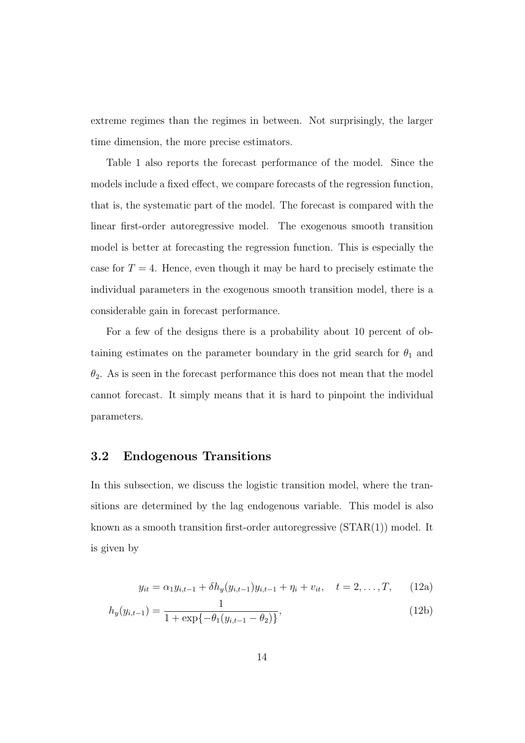extreme regimes than the regimes in between. Not surprisingly, the larger time dimension, the more precise estimators.

Table 1 also reports the forecast performance of the model. Since the models include a fixed effect, we compare forecasts of the regression function, that is, the systematic part of the model. The forecast is compared with the linear first-order autoregressive model. The exogenous smooth transition model is better at forecasting the regression function. This is especially the case for $T = 4$. Hence, even though it may be hard to precisely estimate the individual parameters in the exogenous smooth transition model, there is a considerable gain in forecast performance.

For a few of the designs there is a probability about 10 percent of obtaining estimates on the parameter boundary in the grid search for $\theta_1$ and $\theta_2$. As is seen in the forecast performance this does not mean that the model cannot forecast. It simply means that it is hard to pinpoint the individual parameters.

## 3.2 Endogenous Transitions

In this subsection, we discuss the logistic transition model, where the transitions are determined by the lag endogenous variable. This model is also known as a smooth transition first-order autoregressive (STAR(1)) model. It is given by

$$y_{it} = \alpha_1 y_{i,t-1} + \delta h_y(y_{i,t-1}) y_{i,t-1} + \eta_i + v_{it}, \quad t = 2, \ldots, T, \tag{12a}$$

$$h_y(y_{i,t-1}) = \frac{1}{1 + \exp\{-\theta_1(y_{i,t-1} - \theta_2)\}}, \tag{12b}$$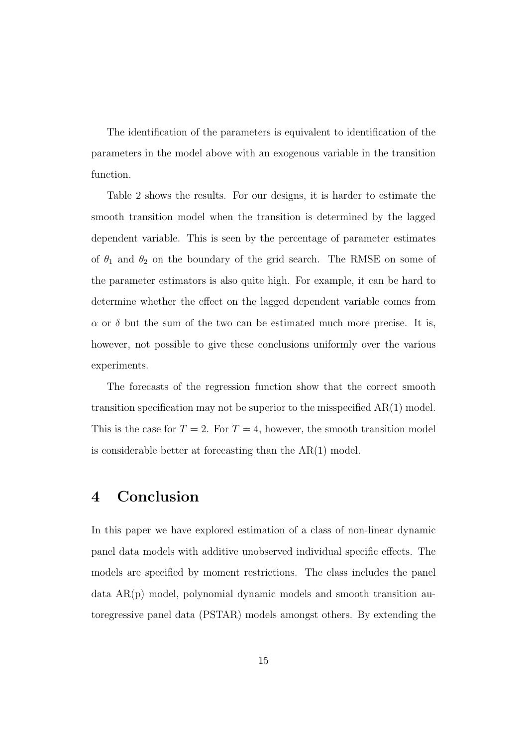The identification of the parameters is equivalent to identification of the parameters in the model above with an exogenous variable in the transition function.

Table 2 shows the results. For our designs, it is harder to estimate the smooth transition model when the transition is determined by the lagged dependent variable. This is seen by the percentage of parameter estimates of $\theta_1$ and $\theta_2$ on the boundary of the grid search. The RMSE on some of the parameter estimators is also quite high. For example, it can be hard to determine whether the effect on the lagged dependent variable comes from $\alpha$ or $\delta$ but the sum of the two can be estimated much more precise. It is, however, not possible to give these conclusions uniformly over the various experiments.

The forecasts of the regression function show that the correct smooth transition specification may not be superior to the misspecified AR(1) model. This is the case for $T = 2$. For $T = 4$, however, the smooth transition model is considerable better at forecasting than the AR(1) model.

# 4 Conclusion

In this paper we have explored estimation of a class of non-linear dynamic panel data models with additive unobserved individual specific effects. The models are specified by moment restrictions. The class includes the panel data AR(p) model, polynomial dynamic models and smooth transition autoregressive panel data (PSTAR) models amongst others. By extending the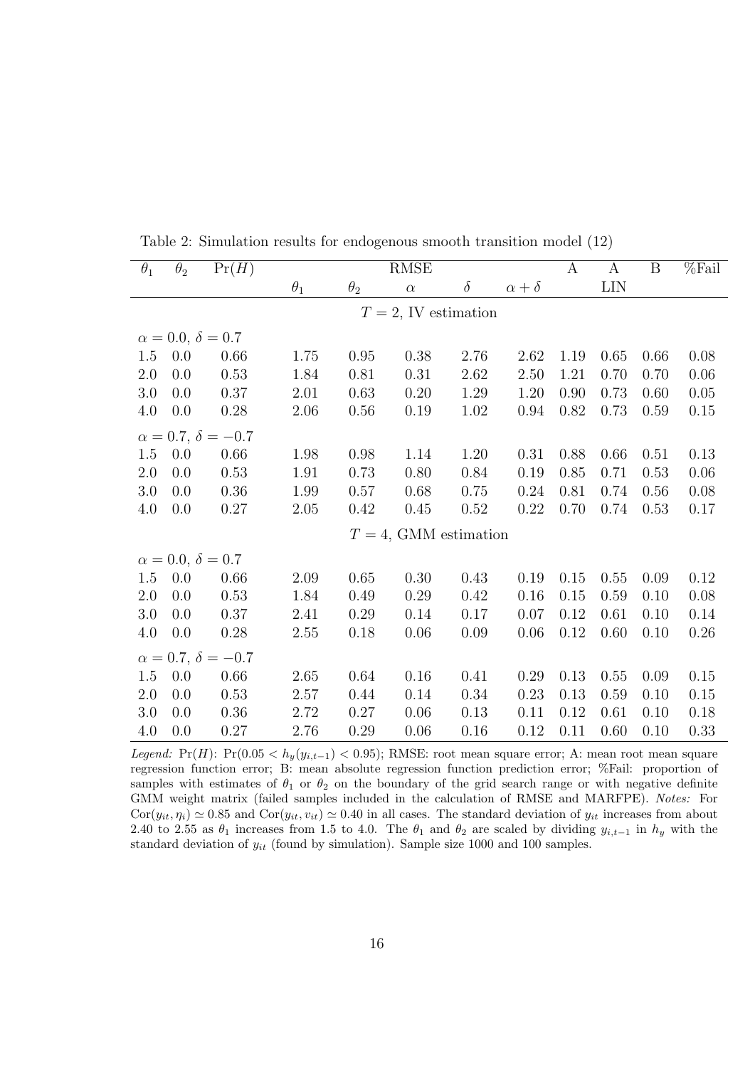Table 2: Simulation results for endogenous smooth transition model (12)

| $\theta_1$ | $\theta_2$ | $\Pr(H)$ | RMSE | | | | | A | A | B | %Fail |
|---|---|---|---|---|---|---|---|---|---|---|---|
| | | | $\theta_1$ | $\theta_2$ | $\alpha$ | $\delta$ | $\alpha+\delta$ | | LIN | | |
| | | | | | $T=2$, IV estimation | | | | | | |
| $\alpha=0.0$, $\delta=0.7$ | | | | | | | | | | | |
| 1.5 | 0.0 | 0.66 | 1.75 | 0.95 | 0.38 | 2.76 | 2.62 | 1.19 | 0.65 | 0.66 | 0.08 |
| 2.0 | 0.0 | 0.53 | 1.84 | 0.81 | 0.31 | 2.62 | 2.50 | 1.21 | 0.70 | 0.70 | 0.06 |
| 3.0 | 0.0 | 0.37 | 2.01 | 0.63 | 0.20 | 1.29 | 1.20 | 0.90 | 0.73 | 0.60 | 0.05 |
| 4.0 | 0.0 | 0.28 | 2.06 | 0.56 | 0.19 | 1.02 | 0.94 | 0.82 | 0.73 | 0.59 | 0.15 |
| $\alpha=0.7$, $\delta=-0.7$ | | | | | | | | | | | |
| 1.5 | 0.0 | 0.66 | 1.98 | 0.98 | 1.14 | 1.20 | 0.31 | 0.88 | 0.66 | 0.51 | 0.13 |
| 2.0 | 0.0 | 0.53 | 1.91 | 0.73 | 0.80 | 0.84 | 0.19 | 0.85 | 0.71 | 0.53 | 0.06 |
| 3.0 | 0.0 | 0.36 | 1.99 | 0.57 | 0.68 | 0.75 | 0.24 | 0.81 | 0.74 | 0.56 | 0.08 |
| 4.0 | 0.0 | 0.27 | 2.05 | 0.42 | 0.45 | 0.52 | 0.22 | 0.70 | 0.74 | 0.53 | 0.17 |
| | | | | | $T=4$, GMM estimation | | | | | | |
| $\alpha=0.0$, $\delta=0.7$ | | | | | | | | | | | |
| 1.5 | 0.0 | 0.66 | 2.09 | 0.65 | 0.30 | 0.43 | 0.19 | 0.15 | 0.55 | 0.09 | 0.12 |
| 2.0 | 0.0 | 0.53 | 1.84 | 0.49 | 0.29 | 0.42 | 0.16 | 0.15 | 0.59 | 0.10 | 0.08 |
| 3.0 | 0.0 | 0.37 | 2.41 | 0.29 | 0.14 | 0.17 | 0.07 | 0.12 | 0.61 | 0.10 | 0.14 |
| 4.0 | 0.0 | 0.28 | 2.55 | 0.18 | 0.06 | 0.09 | 0.06 | 0.12 | 0.60 | 0.10 | 0.26 |
| $\alpha=0.7$, $\delta=-0.7$ | | | | | | | | | | | |
| 1.5 | 0.0 | 0.66 | 2.65 | 0.64 | 0.16 | 0.41 | 0.29 | 0.13 | 0.55 | 0.09 | 0.15 |
| 2.0 | 0.0 | 0.53 | 2.57 | 0.44 | 0.14 | 0.34 | 0.23 | 0.13 | 0.59 | 0.10 | 0.15 |
| 3.0 | 0.0 | 0.36 | 2.72 | 0.27 | 0.06 | 0.13 | 0.11 | 0.12 | 0.61 | 0.10 | 0.18 |
| 4.0 | 0.0 | 0.27 | 2.76 | 0.29 | 0.06 | 0.16 | 0.12 | 0.11 | 0.60 | 0.10 | 0.33 |

*Legend:* $\Pr(H)$: $\Pr(0.05 < h_y(y_{i,t-1}) < 0.95)$; RMSE: root mean square error; A: mean root mean square regression function error; B: mean absolute regression function prediction error; %Fail: proportion of samples with estimates of $\theta_1$ or $\theta_2$ on the boundary of the grid search range or with negative definite GMM weight matrix (failed samples included in the calculation of RMSE and MARFPE). *Notes:* For $\text{Cor}(y_{it}, \eta_i) \simeq 0.85$ and $\text{Cor}(y_{it}, v_{it}) \simeq 0.40$ in all cases. The standard deviation of $y_{it}$ increases from about 2.40 to 2.55 as $\theta_1$ increases from 1.5 to 4.0. The $\theta_1$ and $\theta_2$ are scaled by dividing $y_{i,t-1}$ in $h_y$ with the standard deviation of $y_{it}$ (found by simulation). Sample size 1000 and 100 samples.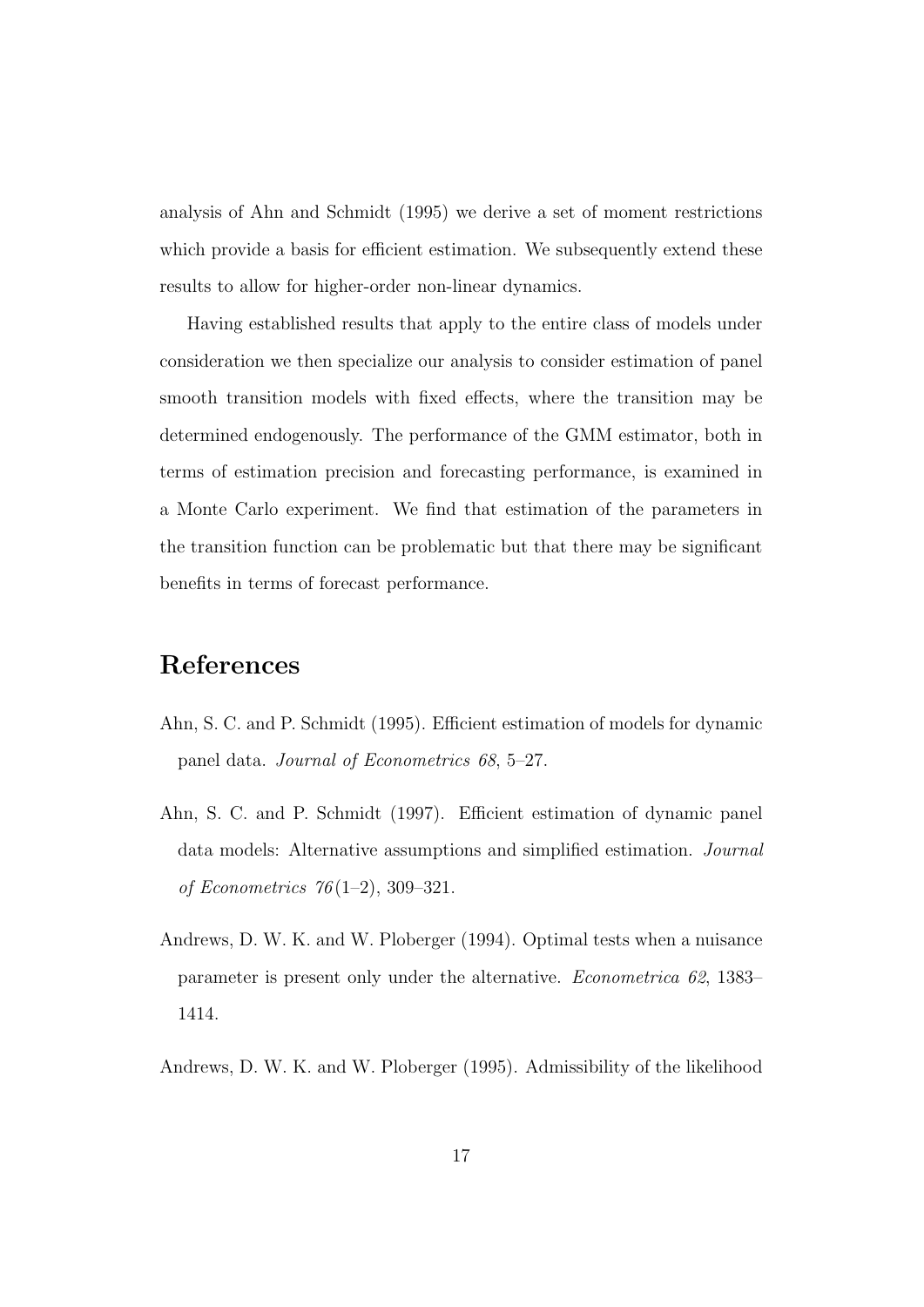analysis of Ahn and Schmidt (1995) we derive a set of moment restrictions which provide a basis for efficient estimation. We subsequently extend these results to allow for higher-order non-linear dynamics.

Having established results that apply to the entire class of models under consideration we then specialize our analysis to consider estimation of panel smooth transition models with fixed effects, where the transition may be determined endogenously. The performance of the GMM estimator, both in terms of estimation precision and forecasting performance, is examined in a Monte Carlo experiment. We find that estimation of the parameters in the transition function can be problematic but that there may be significant benefits in terms of forecast performance.

# References

Ahn, S. C. and P. Schmidt (1995). Efficient estimation of models for dynamic panel data. *Journal of Econometrics 68*, 5–27.

Ahn, S. C. and P. Schmidt (1997). Efficient estimation of dynamic panel data models: Alternative assumptions and simplified estimation. *Journal of Econometrics 76*(1–2), 309–321.

Andrews, D. W. K. and W. Ploberger (1994). Optimal tests when a nuisance parameter is present only under the alternative. *Econometrica 62*, 1383–1414.

Andrews, D. W. K. and W. Ploberger (1995). Admissibility of the likelihood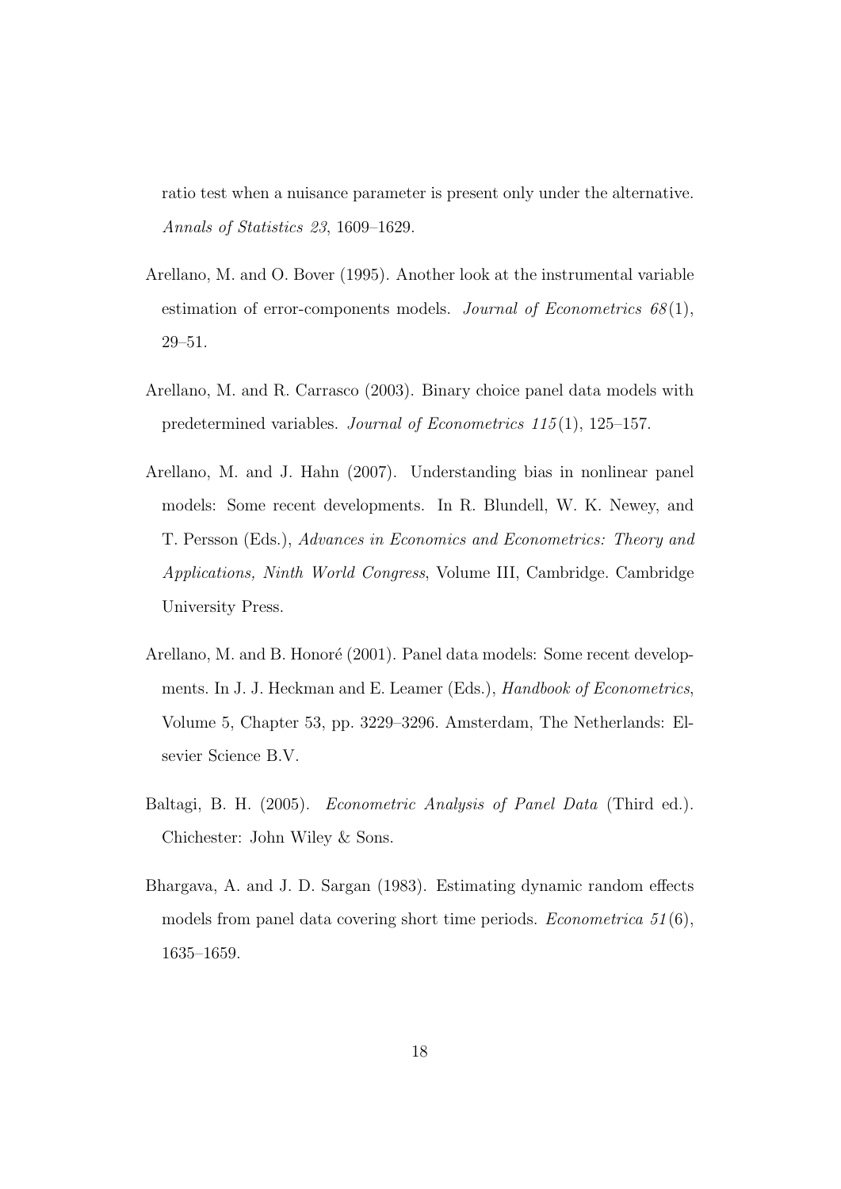ratio test when a nuisance parameter is present only under the alternative. *Annals of Statistics 23*, 1609–1629.

Arellano, M. and O. Bover (1995). Another look at the instrumental variable estimation of error-components models. *Journal of Econometrics 68*(1), 29–51.

Arellano, M. and R. Carrasco (2003). Binary choice panel data models with predetermined variables. *Journal of Econometrics 115*(1), 125–157.

Arellano, M. and J. Hahn (2007). Understanding bias in nonlinear panel models: Some recent developments. In R. Blundell, W. K. Newey, and T. Persson (Eds.), *Advances in Economics and Econometrics: Theory and Applications, Ninth World Congress*, Volume III, Cambridge. Cambridge University Press.

Arellano, M. and B. Honoré (2001). Panel data models: Some recent developments. In J. J. Heckman and E. Leamer (Eds.), *Handbook of Econometrics*, Volume 5, Chapter 53, pp. 3229–3296. Amsterdam, The Netherlands: Elsevier Science B.V.

Baltagi, B. H. (2005). *Econometric Analysis of Panel Data* (Third ed.). Chichester: John Wiley & Sons.

Bhargava, A. and J. D. Sargan (1983). Estimating dynamic random effects models from panel data covering short time periods. *Econometrica 51*(6), 1635–1659.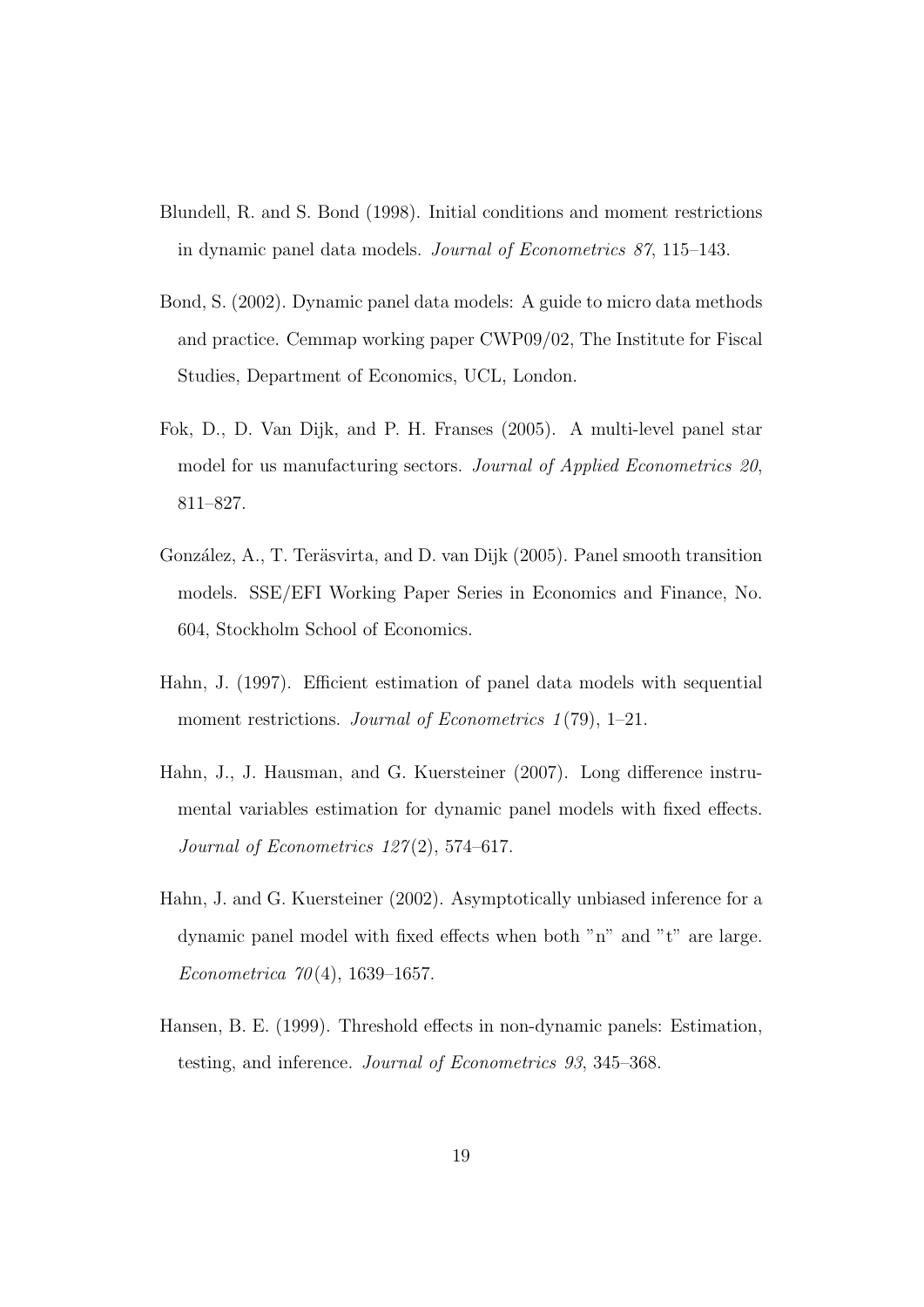Blundell, R. and S. Bond (1998). Initial conditions and moment restrictions in dynamic panel data models. *Journal of Econometrics 87*, 115–143.

Bond, S. (2002). Dynamic panel data models: A guide to micro data methods and practice. Cemmap working paper CWP09/02, The Institute for Fiscal Studies, Department of Economics, UCL, London.

Fok, D., D. Van Dijk, and P. H. Franses (2005). A multi-level panel star model for us manufacturing sectors. *Journal of Applied Econometrics 20*, 811–827.

González, A., T. Teräsvirta, and D. van Dijk (2005). Panel smooth transition models. SSE/EFI Working Paper Series in Economics and Finance, No. 604, Stockholm School of Economics.

Hahn, J. (1997). Efficient estimation of panel data models with sequential moment restrictions. *Journal of Econometrics 1*(79), 1–21.

Hahn, J., J. Hausman, and G. Kuersteiner (2007). Long difference instrumental variables estimation for dynamic panel models with fixed effects. *Journal of Econometrics 127*(2), 574–617.

Hahn, J. and G. Kuersteiner (2002). Asymptotically unbiased inference for a dynamic panel model with fixed effects when both "n" and "t" are large. *Econometrica 70*(4), 1639–1657.

Hansen, B. E. (1999). Threshold effects in non-dynamic panels: Estimation, testing, and inference. *Journal of Econometrics 93*, 345–368.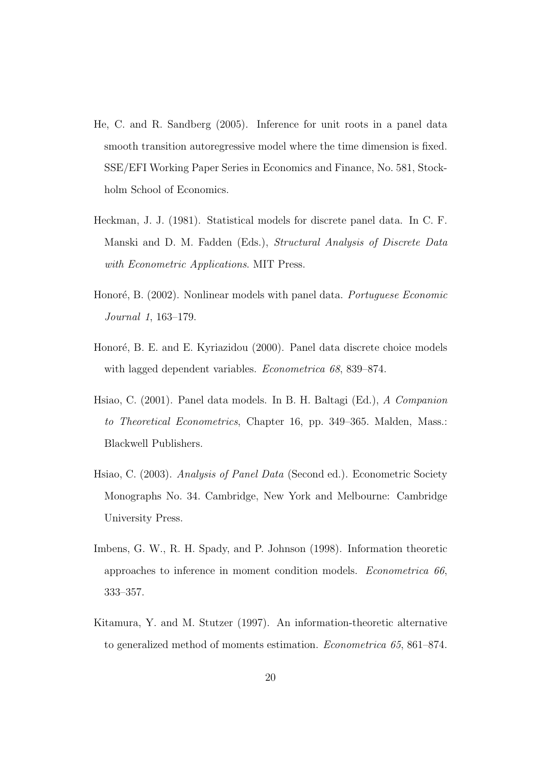He, C. and R. Sandberg (2005). Inference for unit roots in a panel data smooth transition autoregressive model where the time dimension is fixed. SSE/EFI Working Paper Series in Economics and Finance, No. 581, Stockholm School of Economics.

Heckman, J. J. (1981). Statistical models for discrete panel data. In C. F. Manski and D. M. Fadden (Eds.), *Structural Analysis of Discrete Data with Econometric Applications*. MIT Press.

Honoré, B. (2002). Nonlinear models with panel data. *Portuguese Economic Journal 1*, 163–179.

Honoré, B. E. and E. Kyriazidou (2000). Panel data discrete choice models with lagged dependent variables. *Econometrica 68*, 839–874.

Hsiao, C. (2001). Panel data models. In B. H. Baltagi (Ed.), *A Companion to Theoretical Econometrics*, Chapter 16, pp. 349–365. Malden, Mass.: Blackwell Publishers.

Hsiao, C. (2003). *Analysis of Panel Data* (Second ed.). Econometric Society Monographs No. 34. Cambridge, New York and Melbourne: Cambridge University Press.

Imbens, G. W., R. H. Spady, and P. Johnson (1998). Information theoretic approaches to inference in moment condition models. *Econometrica 66*, 333–357.

Kitamura, Y. and M. Stutzer (1997). An information-theoretic alternative to generalized method of moments estimation. *Econometrica 65*, 861–874.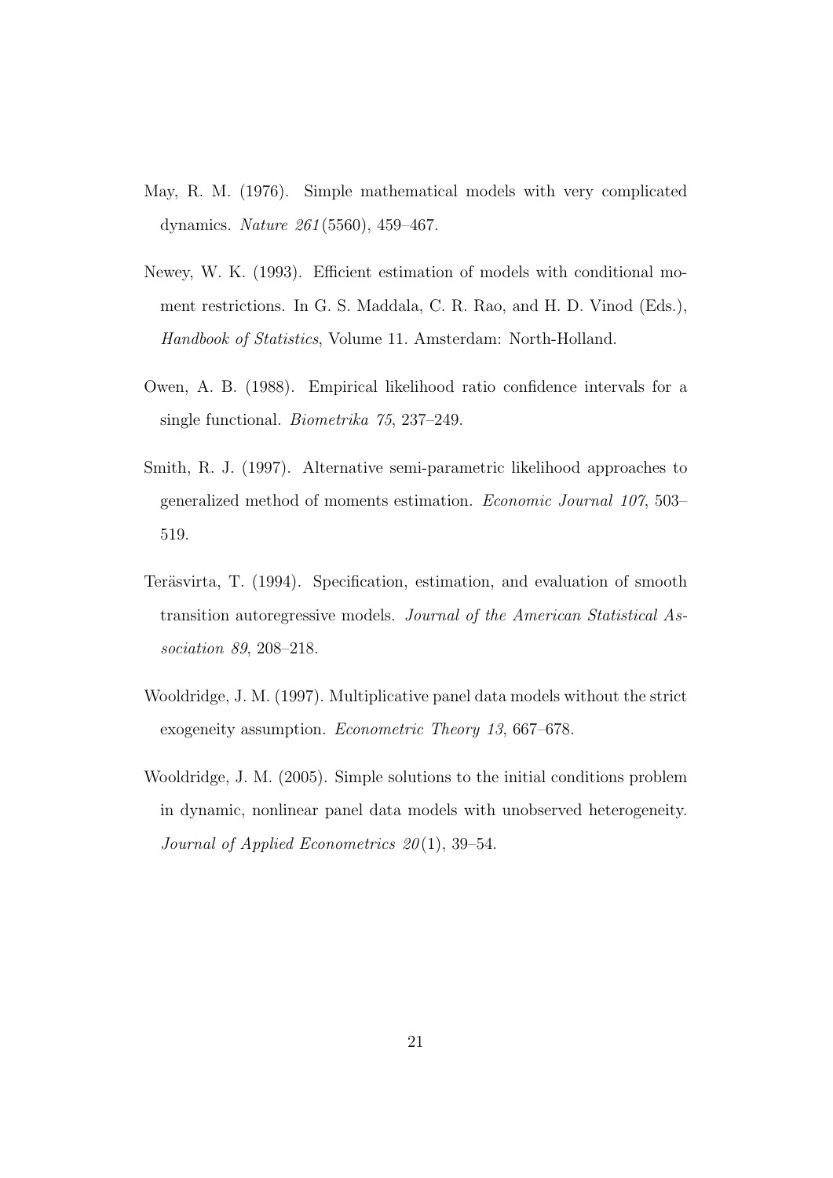May, R. M. (1976). Simple mathematical models with very complicated dynamics. *Nature 261*(5560), 459–467.

Newey, W. K. (1993). Efficient estimation of models with conditional moment restrictions. In G. S. Maddala, C. R. Rao, and H. D. Vinod (Eds.), *Handbook of Statistics*, Volume 11. Amsterdam: North-Holland.

Owen, A. B. (1988). Empirical likelihood ratio confidence intervals for a single functional. *Biometrika 75*, 237–249.

Smith, R. J. (1997). Alternative semi-parametric likelihood approaches to generalized method of moments estimation. *Economic Journal 107*, 503–519.

Teräsvirta, T. (1994). Specification, estimation, and evaluation of smooth transition autoregressive models. *Journal of the American Statistical Association 89*, 208–218.

Wooldridge, J. M. (1997). Multiplicative panel data models without the strict exogeneity assumption. *Econometric Theory 13*, 667–678.

Wooldridge, J. M. (2005). Simple solutions to the initial conditions problem in dynamic, nonlinear panel data models with unobserved heterogeneity. *Journal of Applied Econometrics 20*(1), 39–54.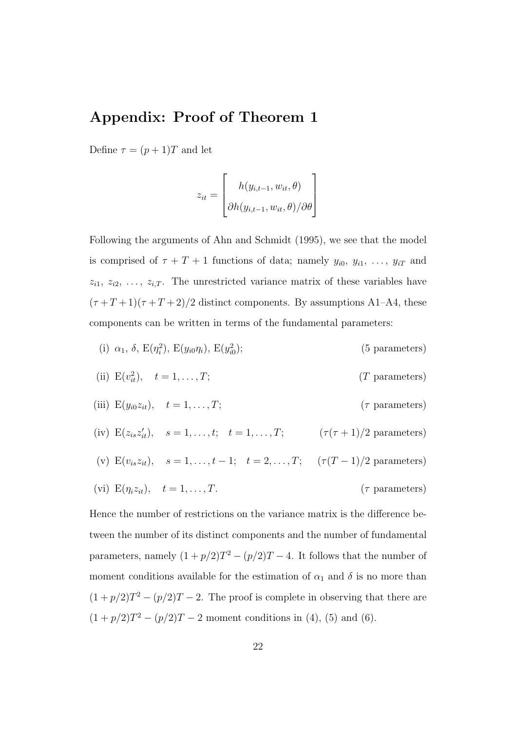# Appendix: Proof of Theorem 1

Define $\tau = (p+1)T$ and let

$$z_{it} = \begin{bmatrix} h(y_{i,t-1}, w_{it}, \theta) \\ \partial h(y_{i,t-1}, w_{it}, \theta)/\partial\theta \end{bmatrix}$$

Following the arguments of Ahn and Schmidt (1995), we see that the model is comprised of $\tau + T + 1$ functions of data; namely $y_{i0}$, $y_{i1}$, $\ldots$, $y_{iT}$ and $z_{i1}$, $z_{i2}$, $\ldots$, $z_{i,T}$. The unrestricted variance matrix of these variables have $(\tau+T+1)(\tau+T+2)/2$ distinct components. By assumptions A1–A4, these components can be written in terms of the fundamental parameters:

(i) $\alpha_1$, $\delta$, $\mathrm{E}(\eta_i^2)$, $\mathrm{E}(y_{i0}\eta_i)$, $\mathrm{E}(y_{i0}^2)$; (5 parameters)

(ii) $\mathrm{E}(v_{it}^2)$, $\quad t = 1, \ldots, T$; ($T$ parameters)

(iii) $\mathrm{E}(y_{i0}z_{it})$, $\quad t = 1, \ldots, T$; ($\tau$ parameters)

(iv) $\mathrm{E}(z_{is}z_{it}')$, $\quad s = 1, \ldots, t; \quad t = 1, \ldots, T$; ($\tau(\tau+1)/2$ parameters)

(v) $\mathrm{E}(v_{is}z_{it})$, $\quad s = 1, \ldots, t-1; \quad t = 2, \ldots, T$; ($\tau(T-1)/2$ parameters)

(vi) $\mathrm{E}(\eta_i z_{it})$, $\quad t = 1, \ldots, T$. ($\tau$ parameters)

Hence the number of restrictions on the variance matrix is the difference between the number of its distinct components and the number of fundamental parameters, namely $(1+p/2)T^2 - (p/2)T - 4$. It follows that the number of moment conditions available for the estimation of $\alpha_1$ and $\delta$ is no more than $(1+p/2)T^2 - (p/2)T - 2$. The proof is complete in observing that there are $(1+p/2)T^2 - (p/2)T - 2$ moment conditions in (4), (5) and (6).